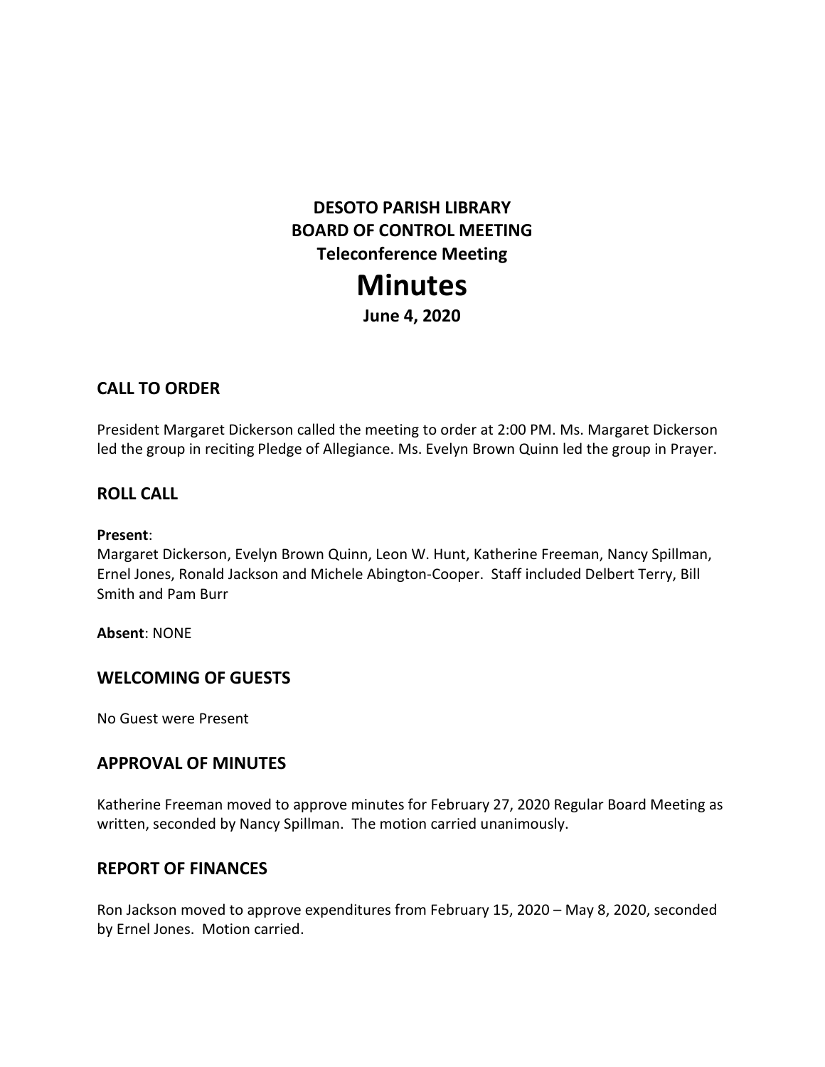# DESOTO PARISH LIBRARY
# BOARD OF CONTROL MEETING
### Teleconference Meeting

# Minutes

### June 4, 2020

## CALL TO ORDER

President Margaret Dickerson called the meeting to order at 2:00 PM. Ms. Margaret Dickerson led the group in reciting Pledge of Allegiance. Ms. Evelyn Brown Quinn led the group in Prayer.

## ROLL CALL

**Present**:
Margaret Dickerson, Evelyn Brown Quinn, Leon W. Hunt, Katherine Freeman, Nancy Spillman, Ernel Jones, Ronald Jackson and Michele Abington-Cooper. Staff included Delbert Terry, Bill Smith and Pam Burr

**Absent**: NONE

## WELCOMING OF GUESTS

No Guest were Present

## APPROVAL OF MINUTES

Katherine Freeman moved to approve minutes for February 27, 2020 Regular Board Meeting as written, seconded by Nancy Spillman. The motion carried unanimously.

## REPORT OF FINANCES

Ron Jackson moved to approve expenditures from February 15, 2020 – May 8, 2020, seconded by Ernel Jones. Motion carried.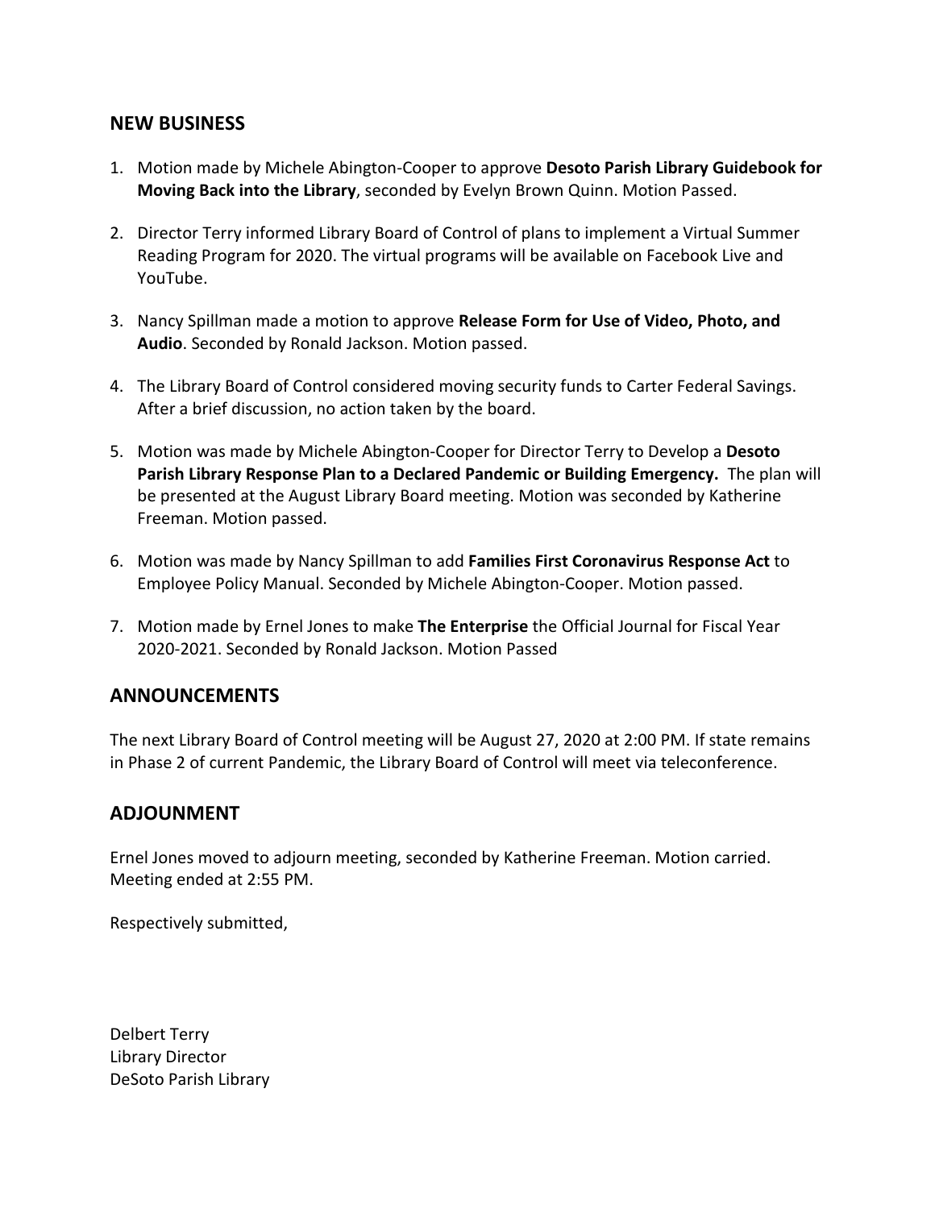## NEW BUSINESS

1. Motion made by Michele Abington-Cooper to approve **Desoto Parish Library Guidebook for Moving Back into the Library**, seconded by Evelyn Brown Quinn. Motion Passed.

2. Director Terry informed Library Board of Control of plans to implement a Virtual Summer Reading Program for 2020. The virtual programs will be available on Facebook Live and YouTube.

3. Nancy Spillman made a motion to approve **Release Form for Use of Video, Photo, and Audio**. Seconded by Ronald Jackson. Motion passed.

4. The Library Board of Control considered moving security funds to Carter Federal Savings. After a brief discussion, no action taken by the board.

5. Motion was made by Michele Abington-Cooper for Director Terry to Develop a **Desoto Parish Library Response Plan to a Declared Pandemic or Building Emergency.** The plan will be presented at the August Library Board meeting. Motion was seconded by Katherine Freeman. Motion passed.

6. Motion was made by Nancy Spillman to add **Families First Coronavirus Response Act** to Employee Policy Manual. Seconded by Michele Abington-Cooper. Motion passed.

7. Motion made by Ernel Jones to make **The Enterprise** the Official Journal for Fiscal Year 2020-2021. Seconded by Ronald Jackson. Motion Passed

## ANNOUNCEMENTS

The next Library Board of Control meeting will be August 27, 2020 at 2:00 PM. If state remains in Phase 2 of current Pandemic, the Library Board of Control will meet via teleconference.

## ADJOUNMENT

Ernel Jones moved to adjourn meeting, seconded by Katherine Freeman. Motion carried. Meeting ended at 2:55 PM.

Respectively submitted,

Delbert Terry
Library Director
DeSoto Parish Library